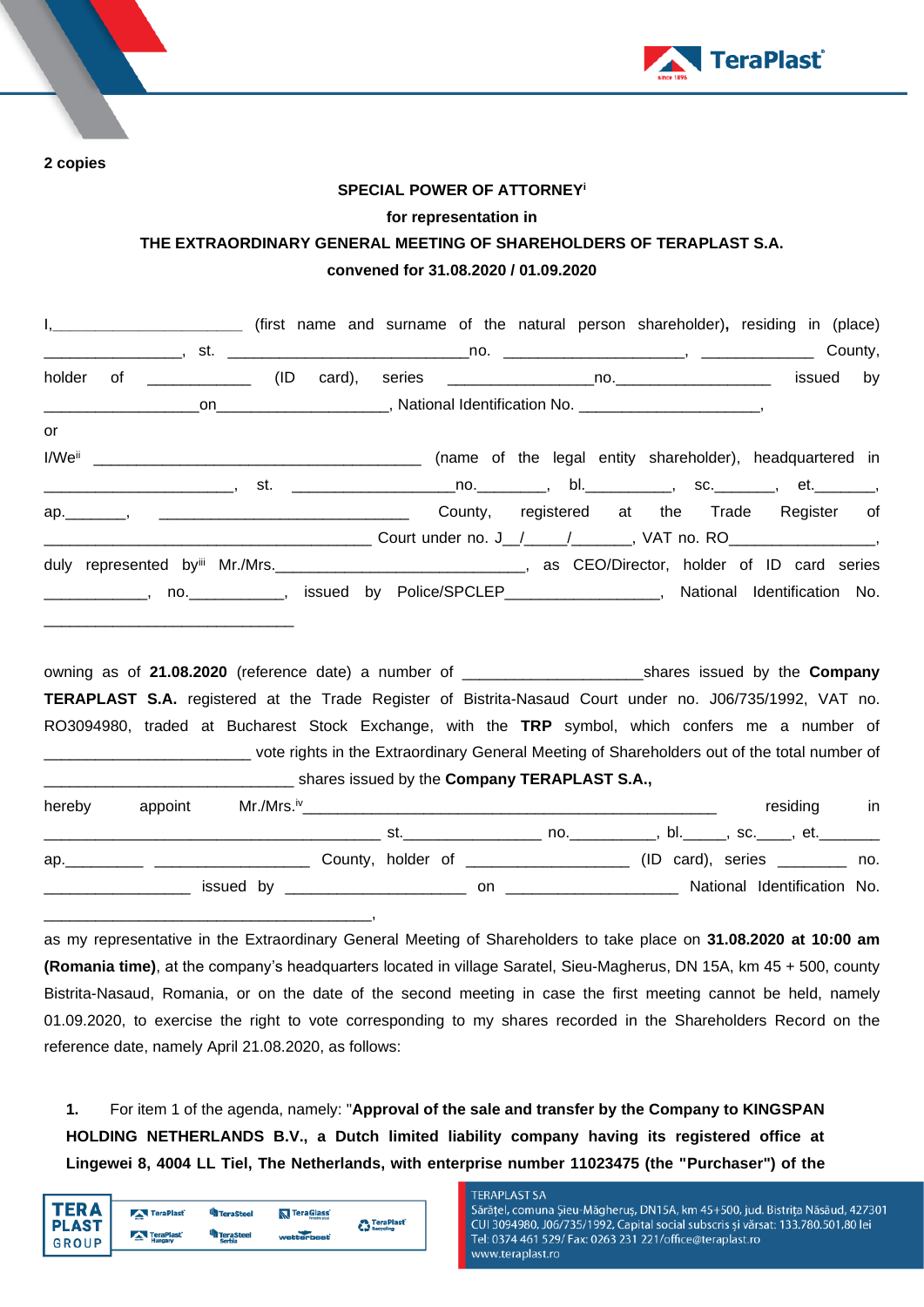**2 copies**

**SPECIAL POWER OF ATTORNEY**[i]

**for representation in**

**THE EXTRAORDINARY GENERAL MEETING OF SHAREHOLDERS OF TERAPLAST S.A.**

**convened for 31.08.2020 / 01.09.2020**

I,______________________ (first name and surname of the natural person shareholder)**,** residing in (place) ________________, st. ____________________________no. _____________________, _____________ County, holder of ____________ (ID card), series _________________no.__________________ issued by __________________on____________________, National Identification No. ______________________,

or

I/We[ii] _______________________________________ (name of the legal entity shareholder), headquartered in ______________________, st. ___________________no.________, bl.__________, sc._______, et._______, ap._______, ______________________________ County, registered at the Trade Register of ____________________________________ Court under no. J__/_____/_______, VAT no. RO_________________, duly represented by[iii] Mr./Mrs.______________________________, as CEO/Director, holder of ID card series ____________, no.___________, issued by Police/SPCLEP__________________, National Identification No. ______________________________

owning as of **21.08.2020** (reference date) a number of ____________________shares issued by the **Company TERAPLAST S.A.** registered at the Trade Register of Bistrita-Nasaud Court under no. J06/735/1992, VAT no. RO3094980, traded at Bucharest Stock Exchange, with the **TRP** symbol, which confers me a number of ________________________ vote rights in the Extraordinary General Meeting of Shareholders out of the total number of _____________________________ shares issued by the **Company TERAPLAST S.A.,**

hereby appoint Mr./Mrs.[iv]________________________________________________ residing in ________________________________________ st.________________ no.__________, bl._____, sc.____, et._______ ap._________ __________________ County, holder of ___________________ (ID card), series ________ no. _________________ issued by _____________________ on ____________________ National Identification No. ________________________________________,

as my representative in the Extraordinary General Meeting of Shareholders to take place on **31.08.2020 at 10:00 am (Romania time)**, at the company's headquarters located in village Saratel, Sieu-Magherus, DN 15A, km 45 + 500, county Bistrita-Nasaud, Romania, or on the date of the second meeting in case the first meeting cannot be held, namely 01.09.2020, to exercise the right to vote corresponding to my shares recorded in the Shareholders Record on the reference date, namely April 21.08.2020, as follows:

1. For item 1 of the agenda, namely: "**Approval of the sale and transfer by the Company to KINGSPAN HOLDING NETHERLANDS B.V., a Dutch limited liability company having its registered office at Lingewei 8, 4004 LL Tiel, The Netherlands, with enterprise number 11023475 (the "Purchaser") of the**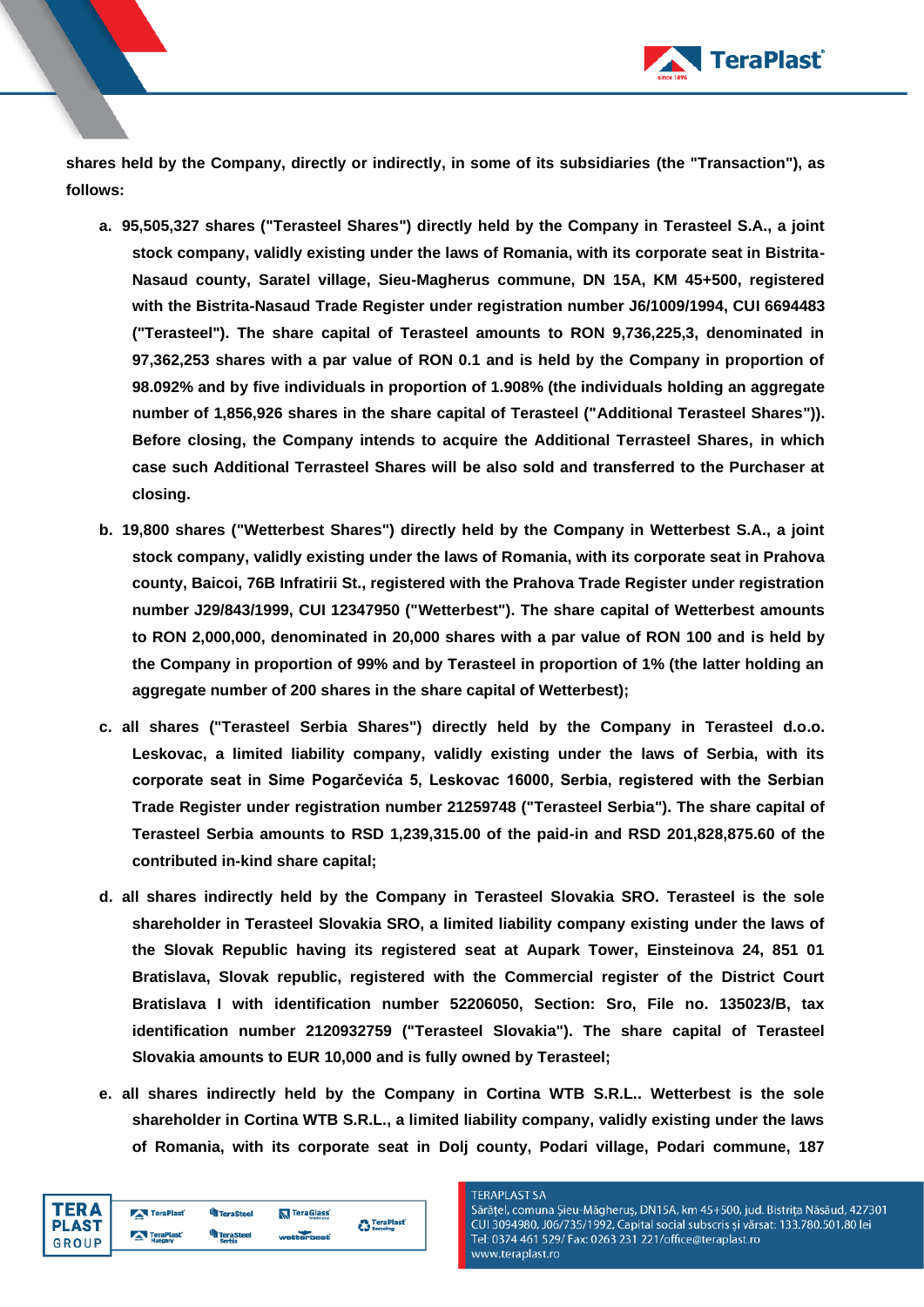**shares held by the Company, directly or indirectly, in some of its subsidiaries (the "Transaction"), as follows:**

a. **95,505,327 shares ("Terasteel Shares") directly held by the Company in Terasteel S.A., a joint stock company, validly existing under the laws of Romania, with its corporate seat in Bistrita-Nasaud county, Saratel village, Sieu-Magherus commune, DN 15A, KM 45+500, registered with the Bistrita-Nasaud Trade Register under registration number J6/1009/1994, CUI 6694483 ("Terasteel"). The share capital of Terasteel amounts to RON 9,736,225,3, denominated in 97,362,253 shares with a par value of RON 0.1 and is held by the Company in proportion of 98.092% and by five individuals in proportion of 1.908% (the individuals holding an aggregate number of 1,856,926 shares in the share capital of Terasteel ("Additional Terasteel Shares")). Before closing, the Company intends to acquire the Additional Terrasteel Shares, in which case such Additional Terrasteel Shares will be also sold and transferred to the Purchaser at closing.**

b. **19,800 shares ("Wetterbest Shares") directly held by the Company in Wetterbest S.A., a joint stock company, validly existing under the laws of Romania, with its corporate seat in Prahova county, Baicoi, 76B Infratirii St., registered with the Prahova Trade Register under registration number J29/843/1999, CUI 12347950 ("Wetterbest"). The share capital of Wetterbest amounts to RON 2,000,000, denominated in 20,000 shares with a par value of RON 100 and is held by the Company in proportion of 99% and by Terasteel in proportion of 1% (the latter holding an aggregate number of 200 shares in the share capital of Wetterbest);**

c. **all shares ("Terasteel Serbia Shares") directly held by the Company in Terasteel d.o.o. Leskovac, a limited liability company, validly existing under the laws of Serbia, with its corporate seat in Sime Pogarčevića 5, Leskovac 16000, Serbia, registered with the Serbian Trade Register under registration number 21259748 ("Terasteel Serbia"). The share capital of Terasteel Serbia amounts to RSD 1,239,315.00 of the paid-in and RSD 201,828,875.60 of the contributed in-kind share capital;**

d. **all shares indirectly held by the Company in Terasteel Slovakia SRO. Terasteel is the sole shareholder in Terasteel Slovakia SRO, a limited liability company existing under the laws of the Slovak Republic having its registered seat at Aupark Tower, Einsteinova 24, 851 01 Bratislava, Slovak republic, registered with the Commercial register of the District Court Bratislava I with identification number 52206050, Section: Sro, File no. 135023/B, tax identification number 2120932759 ("Terasteel Slovakia"). The share capital of Terasteel Slovakia amounts to EUR 10,000 and is fully owned by Terasteel;**

e. **all shares indirectly held by the Company in Cortina WTB S.R.L.. Wetterbest is the sole shareholder in Cortina WTB S.R.L., a limited liability company, validly existing under the laws of Romania, with its corporate seat in Dolj county, Podari village, Podari commune, 187**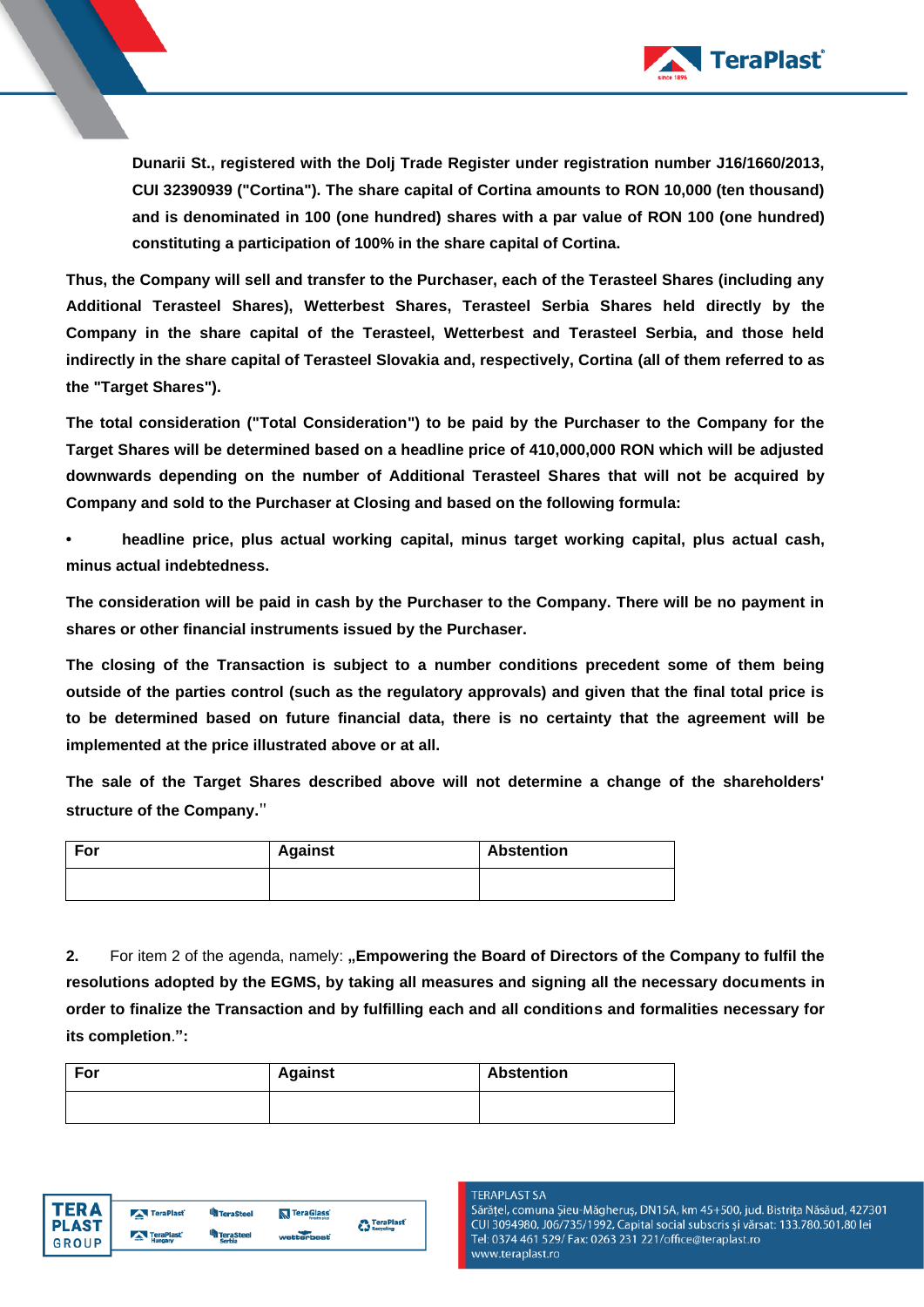**Dunarii St., registered with the Dolj Trade Register under registration number J16/1660/2013, CUI 32390939 ("Cortina"). The share capital of Cortina amounts to RON 10,000 (ten thousand) and is denominated in 100 (one hundred) shares with a par value of RON 100 (one hundred) constituting a participation of 100% in the share capital of Cortina.**

**Thus, the Company will sell and transfer to the Purchaser, each of the Terasteel Shares (including any Additional Terasteel Shares), Wetterbest Shares, Terasteel Serbia Shares held directly by the Company in the share capital of the Terasteel, Wetterbest and Terasteel Serbia, and those held indirectly in the share capital of Terasteel Slovakia and, respectively, Cortina (all of them referred to as the "Target Shares").**

**The total consideration ("Total Consideration") to be paid by the Purchaser to the Company for the Target Shares will be determined based on a headline price of 410,000,000 RON which will be adjusted downwards depending on the number of Additional Terasteel Shares that will not be acquired by Company and sold to the Purchaser at Closing and based on the following formula:**

- **headline price, plus actual working capital, minus target working capital, plus actual cash, minus actual indebtedness.**

**The consideration will be paid in cash by the Purchaser to the Company. There will be no payment in shares or other financial instruments issued by the Purchaser.**

**The closing of the Transaction is subject to a number conditions precedent some of them being outside of the parties control (such as the regulatory approvals) and given that the final total price is to be determined based on future financial data, there is no certainty that the agreement will be implemented at the price illustrated above or at all.**

**The sale of the Target Shares described above will not determine a change of the shareholders' structure of the Company.**"

| For | Against | Abstention |
|---|---|---|
| | | |

**2.** For item 2 of the agenda, namely: **„Empowering the Board of Directors of the Company to fulfil the resolutions adopted by the EGMS, by taking all measures and signing all the necessary documents in order to finalize the Transaction and by fulfilling each and all conditions and formalities necessary for its completion.":**

| For | Against | Abstention |
|---|---|---|
| | | |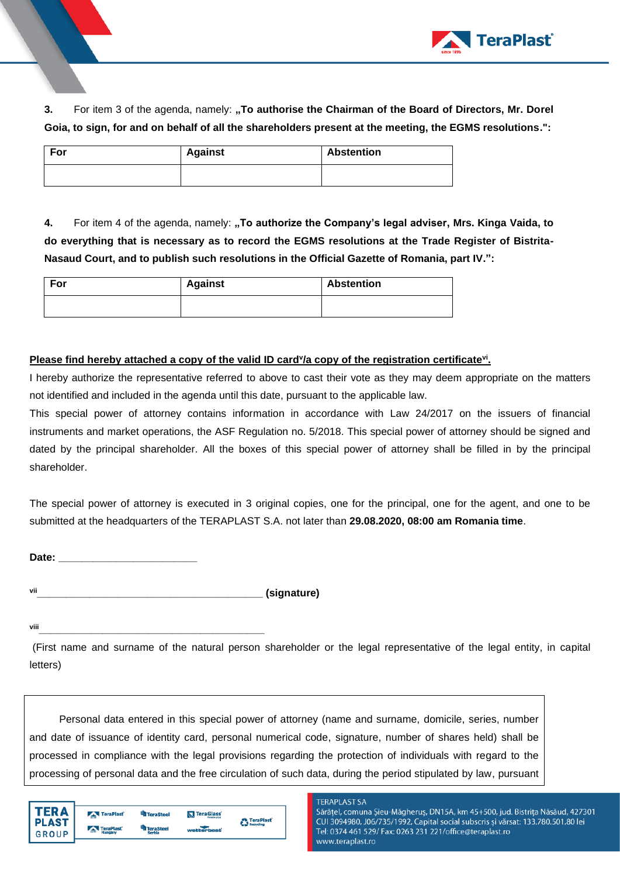**3.** For item 3 of the agenda, namely: **„To authorise the Chairman of the Board of Directors, Mr. Dorel Goia, to sign, for and on behalf of all the shareholders present at the meeting, the EGMS resolutions.":**

| For | Against | Abstention |
|---|---|---|
| | | |

**4.** For item 4 of the agenda, namely: **„To authorize the Company's legal adviser, Mrs. Kinga Vaida, to do everything that is necessary as to record the EGMS resolutions at the Trade Register of Bistrita-Nasaud Court, and to publish such resolutions in the Official Gazette of Romania, part IV.":**

| For | Against | Abstention |
|---|---|---|
| | | |

**Please find hereby attached a copy of the valid ID card[v]/a copy of the registration certificate[vi].**

I hereby authorize the representative referred to above to cast their vote as they may deem appropriate on the matters not identified and included in the agenda until this date, pursuant to the applicable law.

This special power of attorney contains information in accordance with Law 24/2017 on the issuers of financial instruments and market operations, the ASF Regulation no. 5/2018. This special power of attorney should be signed and dated by the principal shareholder. All the boxes of this special power of attorney shall be filled in by the principal shareholder.

The special power of attorney is executed in 3 original copies, one for the principal, one for the agent, and one to be submitted at the headquarters of the TERAPLAST S.A. not later than **29.08.2020, 08:00 am Romania time**.

**Date:** ________________________

[vii]________________________________________ **(signature)**

[viii]________________________________________

(First name and surname of the natural person shareholder or the legal representative of the legal entity, in capital letters)

Personal data entered in this special power of attorney (name and surname, domicile, series, number and date of issuance of identity card, personal numerical code, signature, number of shares held) shall be processed in compliance with the legal provisions regarding the protection of individuals with regard to the processing of personal data and the free circulation of such data, during the period stipulated by law, pursuant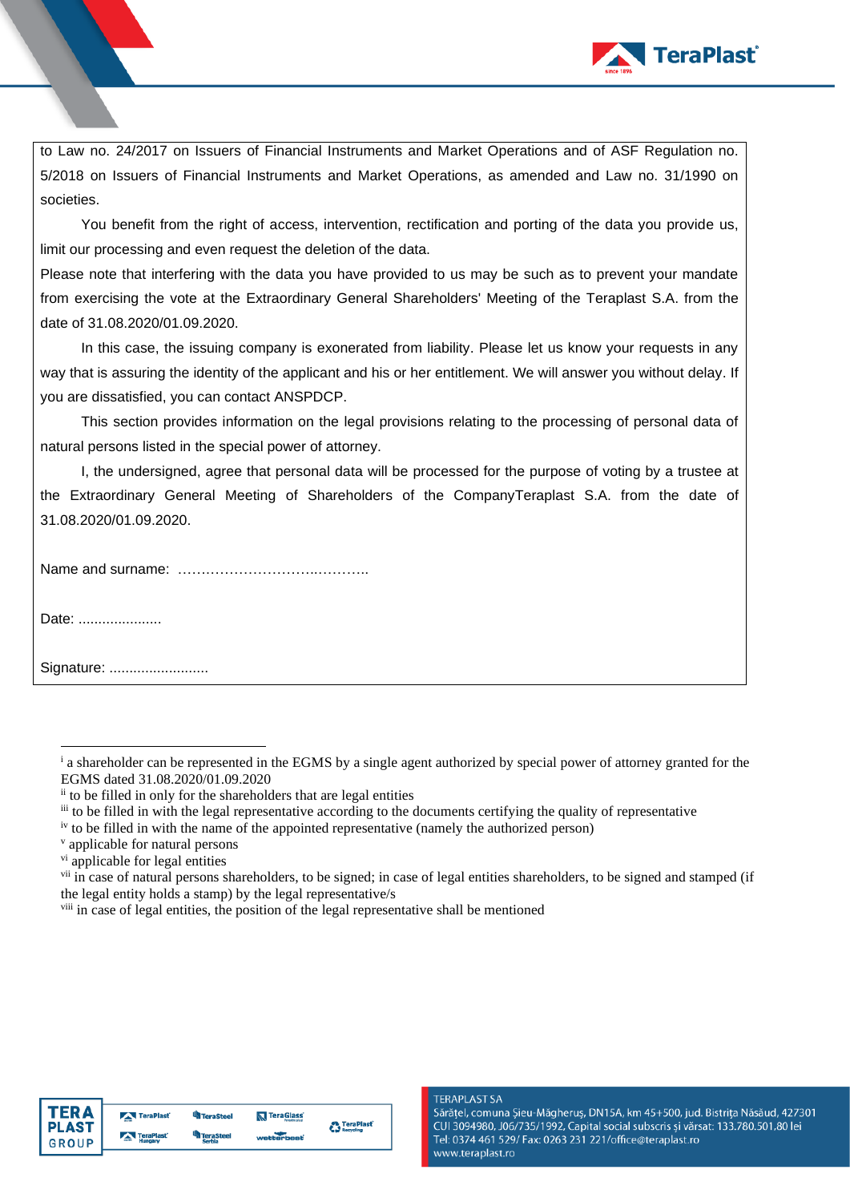to Law no. 24/2017 on Issuers of Financial Instruments and Market Operations and of ASF Regulation no. 5/2018 on Issuers of Financial Instruments and Market Operations, as amended and Law no. 31/1990 on societies.

You benefit from the right of access, intervention, rectification and porting of the data you provide us, limit our processing and even request the deletion of the data.

Please note that interfering with the data you have provided to us may be such as to prevent your mandate from exercising the vote at the Extraordinary General Shareholders' Meeting of the Teraplast S.A. from the date of 31.08.2020/01.09.2020.

In this case, the issuing company is exonerated from liability. Please let us know your requests in any way that is assuring the identity of the applicant and his or her entitlement. We will answer you without delay. If you are dissatisfied, you can contact ANSPDCP.

This section provides information on the legal provisions relating to the processing of personal data of natural persons listed in the special power of attorney.

I, the undersigned, agree that personal data will be processed for the purpose of voting by a trustee at the Extraordinary General Meeting of Shareholders of the CompanyTeraplast S.A. from the date of 31.08.2020/01.09.2020.

Name and surname: ……………………….………..

Date: ....................

Signature: .........................

---

[i] a shareholder can be represented in the EGMS by a single agent authorized by special power of attorney granted for the EGMS dated 31.08.2020/01.09.2020

[ii] to be filled in only for the shareholders that are legal entities

[iii] to be filled in with the legal representative according to the documents certifying the quality of representative

[iv] to be filled in with the name of the appointed representative (namely the authorized person)

[v] applicable for natural persons

[vi] applicable for legal entities

[vii] in case of natural persons shareholders, to be signed; in case of legal entities shareholders, to be signed and stamped (if the legal entity holds a stamp) by the legal representative/s

[viii] in case of legal entities, the position of the legal representative shall be mentioned